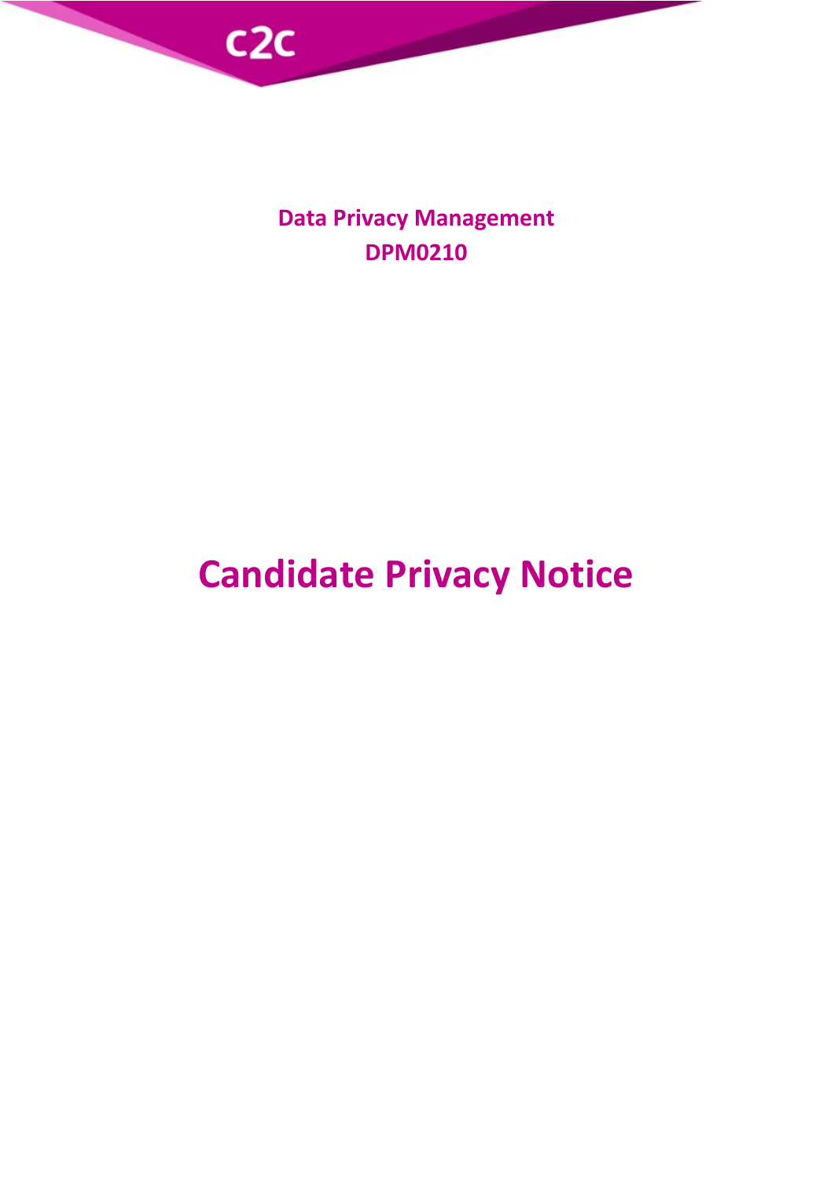c2c

**Data Privacy Management**
**DPM0210**

# Candidate Privacy Notice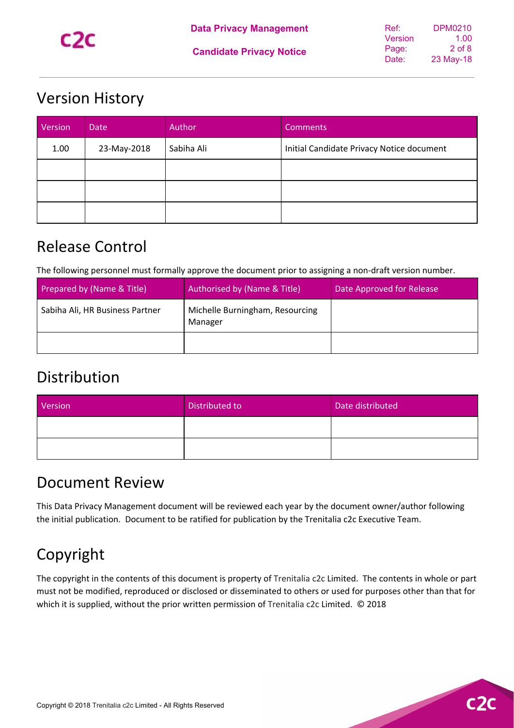## Version History

| Version | Date | Author | Comments |
|---|---|---|---|
| 1.00 | 23-May-2018 | Sabiha Ali | Initial Candidate Privacy Notice document |
| | | | |
| | | | |
| | | | |

## Release Control

The following personnel must formally approve the document prior to assigning a non-draft version number.

| Prepared by (Name & Title) | Authorised by (Name & Title) | Date Approved for Release |
|---|---|---|
| Sabiha Ali, HR Business Partner | Michelle Burningham, Resourcing Manager | |
| | | |

## Distribution

| Version | Distributed to | Date distributed |
|---|---|---|
| | | |
| | | |

## Document Review

This Data Privacy Management document will be reviewed each year by the document owner/author following the initial publication. Document to be ratified for publication by the Trenitalia c2c Executive Team.

## Copyright

The copyright in the contents of this document is property of Trenitalia c2c Limited. The contents in whole or part must not be modified, reproduced or disclosed or disseminated to others or used for purposes other than that for which it is supplied, without the prior written permission of Trenitalia c2c Limited. © 2018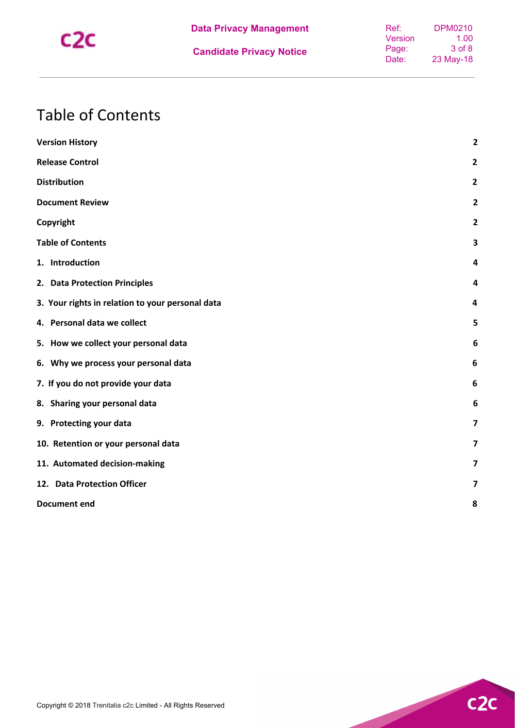# Table of Contents

| | |
|---|---|
| **Version History** | **2** |
| **Release Control** | **2** |
| **Distribution** | **2** |
| **Document Review** | **2** |
| **Copyright** | **2** |
| **Table of Contents** | **3** |
| **1. Introduction** | **4** |
| **2. Data Protection Principles** | **4** |
| **3. Your rights in relation to your personal data** | **4** |
| **4. Personal data we collect** | **5** |
| **5. How we collect your personal data** | **6** |
| **6. Why we process your personal data** | **6** |
| **7. If you do not provide your data** | **6** |
| **8. Sharing your personal data** | **6** |
| **9. Protecting your data** | **7** |
| **10. Retention or your personal data** | **7** |
| **11. Automated decision-making** | **7** |
| **12. Data Protection Officer** | **7** |
| **Document end** | **8** |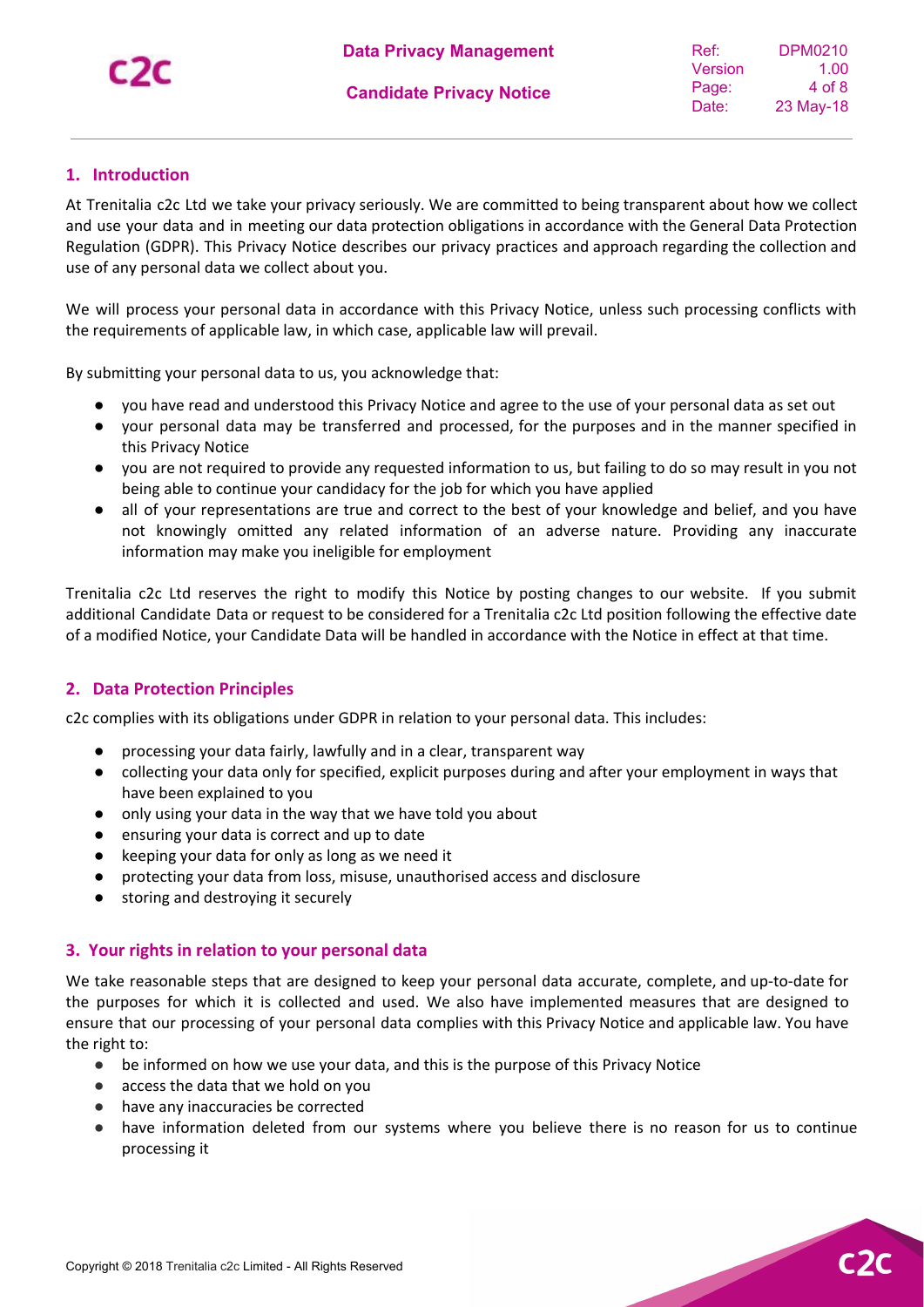## 1. Introduction

At Trenitalia c2c Ltd we take your privacy seriously. We are committed to being transparent about how we collect and use your data and in meeting our data protection obligations in accordance with the General Data Protection Regulation (GDPR). This Privacy Notice describes our privacy practices and approach regarding the collection and use of any personal data we collect about you.

We will process your personal data in accordance with this Privacy Notice, unless such processing conflicts with the requirements of applicable law, in which case, applicable law will prevail.

By submitting your personal data to us, you acknowledge that:

- you have read and understood this Privacy Notice and agree to the use of your personal data as set out
- your personal data may be transferred and processed, for the purposes and in the manner specified in this Privacy Notice
- you are not required to provide any requested information to us, but failing to do so may result in you not being able to continue your candidacy for the job for which you have applied
- all of your representations are true and correct to the best of your knowledge and belief, and you have not knowingly omitted any related information of an adverse nature. Providing any inaccurate information may make you ineligible for employment

Trenitalia c2c Ltd reserves the right to modify this Notice by posting changes to our website. If you submit additional Candidate Data or request to be considered for a Trenitalia c2c Ltd position following the effective date of a modified Notice, your Candidate Data will be handled in accordance with the Notice in effect at that time.

## 2. Data Protection Principles

c2c complies with its obligations under GDPR in relation to your personal data. This includes:

- processing your data fairly, lawfully and in a clear, transparent way
- collecting your data only for specified, explicit purposes during and after your employment in ways that have been explained to you
- only using your data in the way that we have told you about
- ensuring your data is correct and up to date
- keeping your data for only as long as we need it
- protecting your data from loss, misuse, unauthorised access and disclosure
- storing and destroying it securely

## 3. Your rights in relation to your personal data

We take reasonable steps that are designed to keep your personal data accurate, complete, and up-to-date for the purposes for which it is collected and used. We also have implemented measures that are designed to ensure that our processing of your personal data complies with this Privacy Notice and applicable law. You have the right to:

- be informed on how we use your data, and this is the purpose of this Privacy Notice
- access the data that we hold on you
- have any inaccuracies be corrected
- have information deleted from our systems where you believe there is no reason for us to continue processing it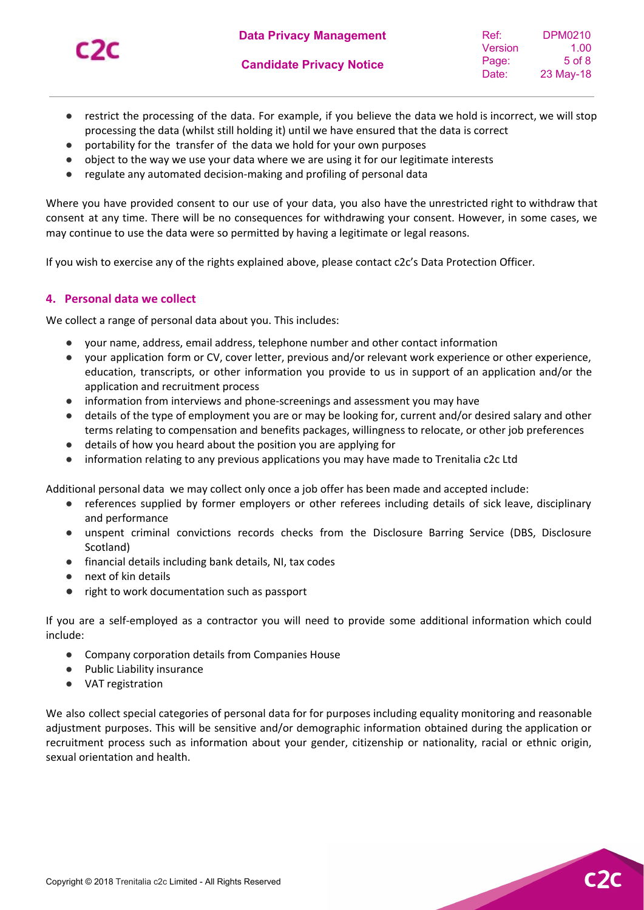- restrict the processing of the data. For example, if you believe the data we hold is incorrect, we will stop processing the data (whilst still holding it) until we have ensured that the data is correct
- portability for the transfer of the data we hold for your own purposes
- object to the way we use your data where we are using it for our legitimate interests
- regulate any automated decision-making and profiling of personal data

Where you have provided consent to our use of your data, you also have the unrestricted right to withdraw that consent at any time. There will be no consequences for withdrawing your consent. However, in some cases, we may continue to use the data were so permitted by having a legitimate or legal reasons.

If you wish to exercise any of the rights explained above, please contact c2c's Data Protection Officer.

## 4. Personal data we collect

We collect a range of personal data about you. This includes:

- your name, address, email address, telephone number and other contact information
- your application form or CV, cover letter, previous and/or relevant work experience or other experience, education, transcripts, or other information you provide to us in support of an application and/or the application and recruitment process
- information from interviews and phone-screenings and assessment you may have
- details of the type of employment you are or may be looking for, current and/or desired salary and other terms relating to compensation and benefits packages, willingness to relocate, or other job preferences
- details of how you heard about the position you are applying for
- information relating to any previous applications you may have made to Trenitalia c2c Ltd

Additional personal data we may collect only once a job offer has been made and accepted include:

- references supplied by former employers or other referees including details of sick leave, disciplinary and performance
- unspent criminal convictions records checks from the Disclosure Barring Service (DBS, Disclosure Scotland)
- financial details including bank details, NI, tax codes
- next of kin details
- right to work documentation such as passport

If you are a self-employed as a contractor you will need to provide some additional information which could include:

- Company corporation details from Companies House
- Public Liability insurance
- VAT registration

We also collect special categories of personal data for for purposes including equality monitoring and reasonable adjustment purposes. This will be sensitive and/or demographic information obtained during the application or recruitment process such as information about your gender, citizenship or nationality, racial or ethnic origin, sexual orientation and health.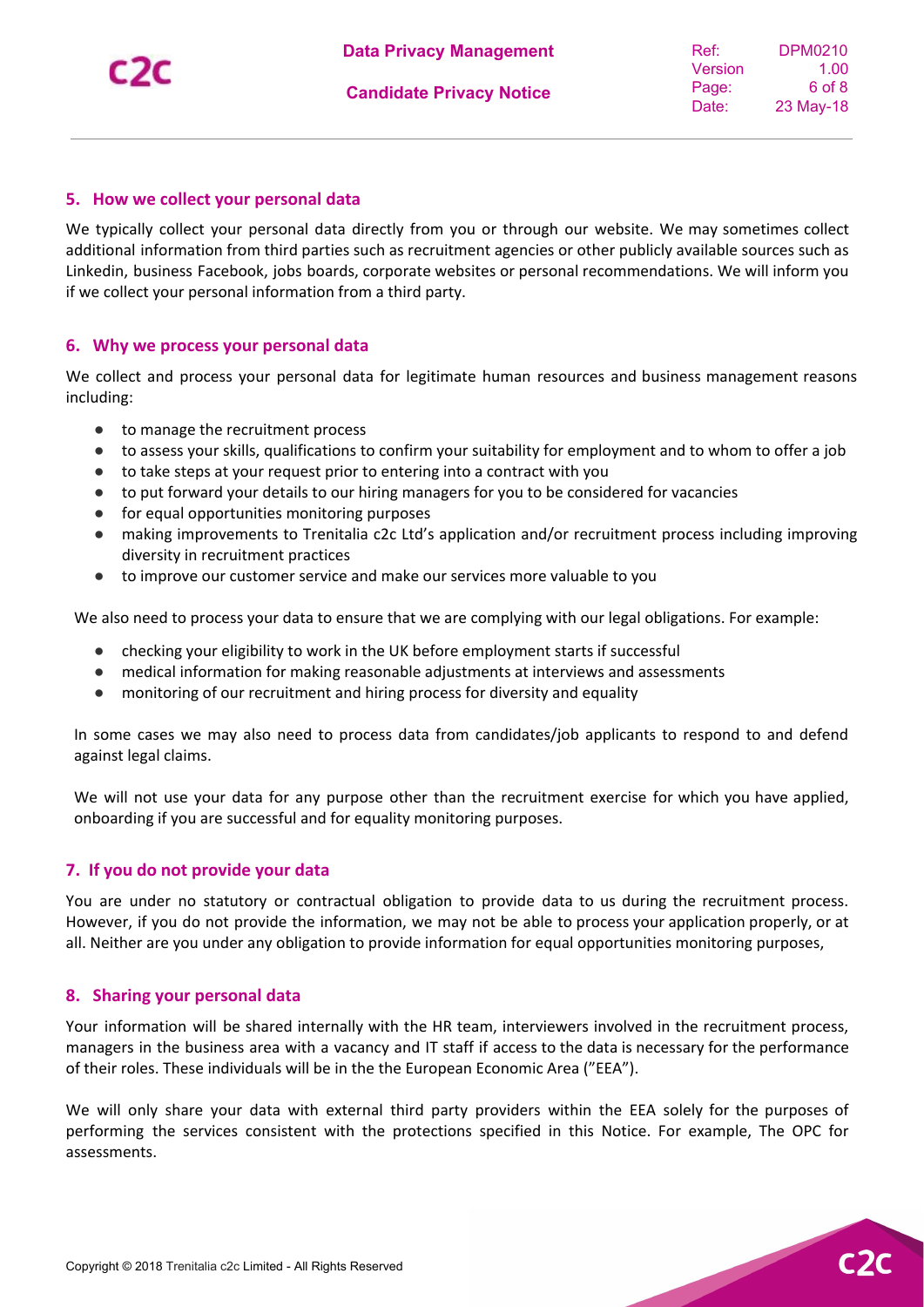## 5. How we collect your personal data

We typically collect your personal data directly from you or through our website. We may sometimes collect additional information from third parties such as recruitment agencies or other publicly available sources such as Linkedin, business Facebook, jobs boards, corporate websites or personal recommendations. We will inform you if we collect your personal information from a third party.

## 6. Why we process your personal data

We collect and process your personal data for legitimate human resources and business management reasons including:

- to manage the recruitment process
- to assess your skills, qualifications to confirm your suitability for employment and to whom to offer a job
- to take steps at your request prior to entering into a contract with you
- to put forward your details to our hiring managers for you to be considered for vacancies
- for equal opportunities monitoring purposes
- making improvements to Trenitalia c2c Ltd's application and/or recruitment process including improving diversity in recruitment practices
- to improve our customer service and make our services more valuable to you

We also need to process your data to ensure that we are complying with our legal obligations. For example:

- checking your eligibility to work in the UK before employment starts if successful
- medical information for making reasonable adjustments at interviews and assessments
- monitoring of our recruitment and hiring process for diversity and equality

In some cases we may also need to process data from candidates/job applicants to respond to and defend against legal claims.

We will not use your data for any purpose other than the recruitment exercise for which you have applied, onboarding if you are successful and for equality monitoring purposes.

## 7. If you do not provide your data

You are under no statutory or contractual obligation to provide data to us during the recruitment process. However, if you do not provide the information, we may not be able to process your application properly, or at all. Neither are you under any obligation to provide information for equal opportunities monitoring purposes,

## 8. Sharing your personal data

Your information will be shared internally with the HR team, interviewers involved in the recruitment process, managers in the business area with a vacancy and IT staff if access to the data is necessary for the performance of their roles. These individuals will be in the the European Economic Area ("EEA").

We will only share your data with external third party providers within the EEA solely for the purposes of performing the services consistent with the protections specified in this Notice. For example, The OPC for assessments.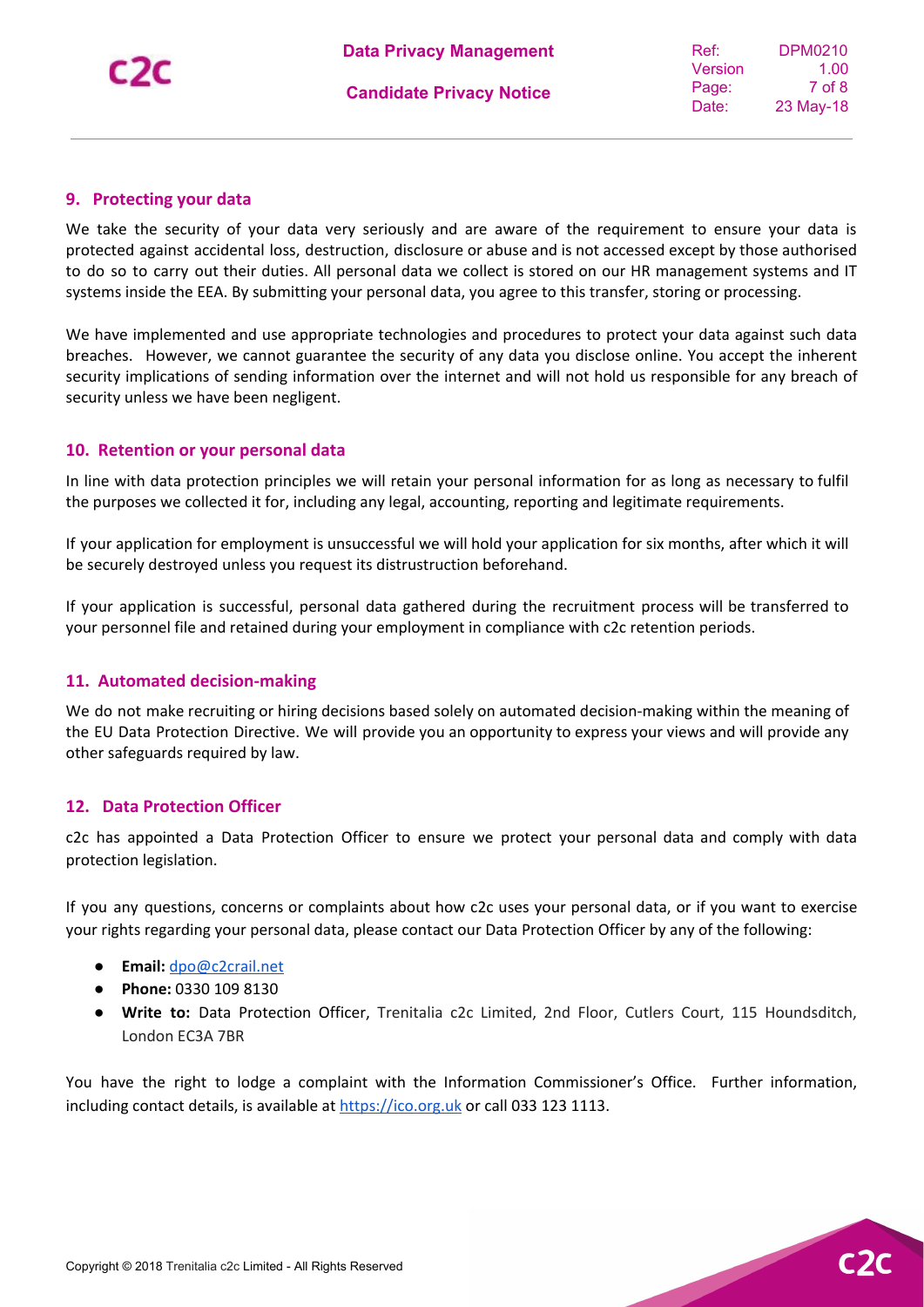## 9. Protecting your data

We take the security of your data very seriously and are aware of the requirement to ensure your data is protected against accidental loss, destruction, disclosure or abuse and is not accessed except by those authorised to do so to carry out their duties. All personal data we collect is stored on our HR management systems and IT systems inside the EEA. By submitting your personal data, you agree to this transfer, storing or processing.

We have implemented and use appropriate technologies and procedures to protect your data against such data breaches. However, we cannot guarantee the security of any data you disclose online. You accept the inherent security implications of sending information over the internet and will not hold us responsible for any breach of security unless we have been negligent.

## 10. Retention or your personal data

In line with data protection principles we will retain your personal information for as long as necessary to fulfil the purposes we collected it for, including any legal, accounting, reporting and legitimate requirements.

If your application for employment is unsuccessful we will hold your application for six months, after which it will be securely destroyed unless you request its distrustruction beforehand.

If your application is successful, personal data gathered during the recruitment process will be transferred to your personnel file and retained during your employment in compliance with c2c retention periods.

## 11. Automated decision-making

We do not make recruiting or hiring decisions based solely on automated decision-making within the meaning of the EU Data Protection Directive. We will provide you an opportunity to express your views and will provide any other safeguards required by law.

## 12. Data Protection Officer

c2c has appointed a Data Protection Officer to ensure we protect your personal data and comply with data protection legislation.

If you any questions, concerns or complaints about how c2c uses your personal data, or if you want to exercise your rights regarding your personal data, please contact our Data Protection Officer by any of the following:

- **Email:** dpo@c2crail.net
- **Phone:** 0330 109 8130
- **Write to:** Data Protection Officer, Trenitalia c2c Limited, 2nd Floor, Cutlers Court, 115 Houndsditch, London EC3A 7BR

You have the right to lodge a complaint with the Information Commissioner's Office. Further information, including contact details, is available at https://ico.org.uk or call 033 123 1113.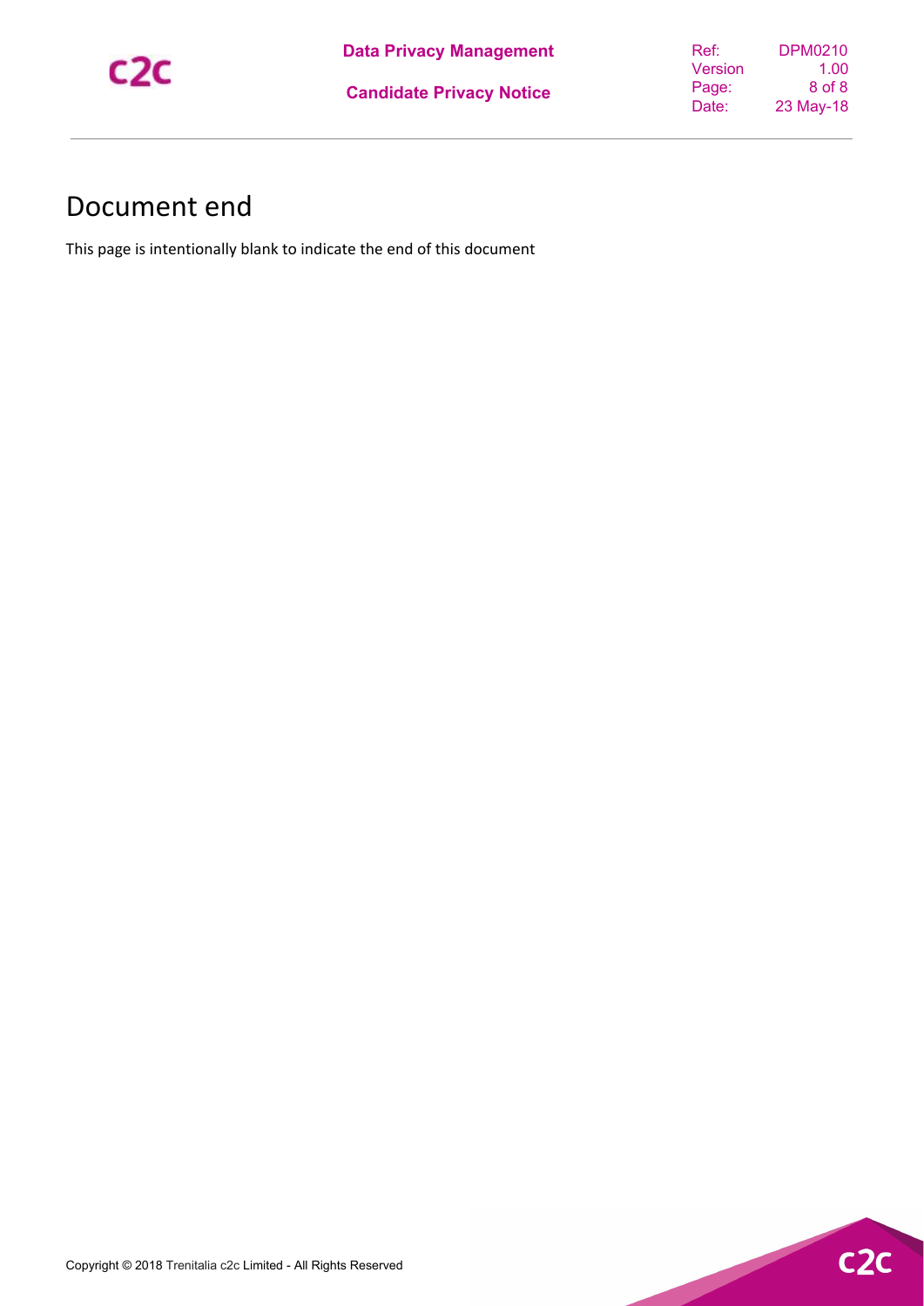# Document end

This page is intentionally blank to indicate the end of this document